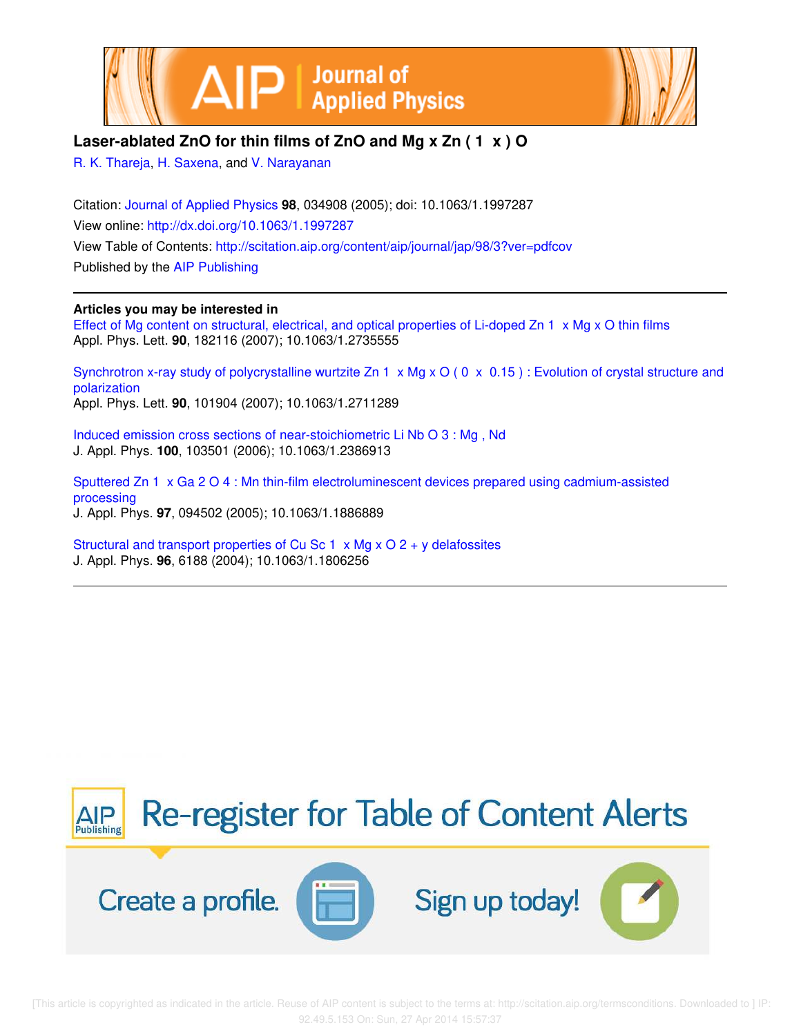# Laser-ablated ZnO for thin films of ZnO and $Mg_xZn_{(1-x)}O$

R. K. Thareja, H. Saxena, and V. Narayanan

Citation: Journal of Applied Physics **98**, 034908 (2005); doi: 10.1063/1.1997287

View online: http://dx.doi.org/10.1063/1.1997287

View Table of Contents: http://scitation.aip.org/content/aip/journal/jap/98/3?ver=pdfcov

Published by the AIP Publishing

---

**Articles you may be interested in**

Effect of Mg content on structural, electrical, and optical properties of Li-doped $Zn_{1-x}Mg_xO$ thin films
Appl. Phys. Lett. **90**, 182116 (2007); 10.1063/1.2735555

Synchrotron x-ray study of polycrystalline wurtzite $Zn_{1-x}Mg_xO$ ($0 \leq x \leq 0.15$): Evolution of crystal structure and polarization
Appl. Phys. Lett. **90**, 101904 (2007); 10.1063/1.2711289

Induced emission cross sections of near-stoichiometric $LiNbO_3$: Mg, Nd
J. Appl. Phys. **100**, 103501 (2006); 10.1063/1.2386913

Sputtered $Zn_{1-x}Ga_2O_4$: Mn thin-film electroluminescent devices prepared using cadmium-assisted processing
J. Appl. Phys. **97**, 094502 (2005); 10.1063/1.1886889

Structural and transport properties of $CuSc_{1-x}Mg_xO_{2+y}$ delafossites
J. Appl. Phys. **96**, 6188 (2004); 10.1063/1.1806256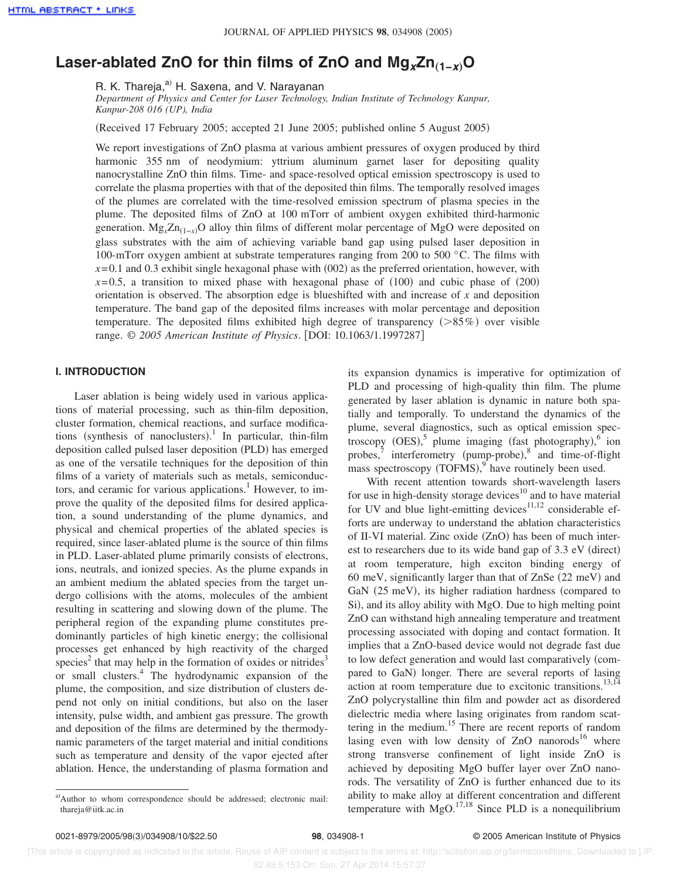# Laser-ablated ZnO for thin films of ZnO and $Mg_xZn_{(1-x)}O$

R. K. Thareja,[a] H. Saxena, and V. Narayanan

*Department of Physics and Center for Laser Technology, Indian Institute of Technology Kanpur, Kanpur-208 016 (UP), India*

(Received 17 February 2005; accepted 21 June 2005; published online 5 August 2005)

We report investigations of ZnO plasma at various ambient pressures of oxygen produced by third harmonic 355 nm of neodymium: yttrium aluminum garnet laser for depositing quality nanocrystalline ZnO thin films. Time- and space-resolved optical emission spectroscopy is used to correlate the plasma properties with that of the deposited thin films. The temporally resolved images of the plumes are correlated with the time-resolved emission spectrum of plasma species in the plume. The deposited films of ZnO at 100 mTorr of ambient oxygen exhibited third-harmonic generation. $Mg_xZn_{(1-x)}O$ alloy thin films of different molar percentage of MgO were deposited on glass substrates with the aim of achieving variable band gap using pulsed laser deposition in 100-mTorr oxygen ambient at substrate temperatures ranging from 200 to 500 °C. The films with $x=0.1$ and 0.3 exhibit single hexagonal phase with (002) as the preferred orientation, however, with $x=0.5$, a transition to mixed phase with hexagonal phase of (100) and cubic phase of (200) orientation is observed. The absorption edge is blueshifted with and increase of $x$ and deposition temperature. The band gap of the deposited films increases with molar percentage and deposition temperature. The deposited films exhibited high degree of transparency (>85%) over visible range. *© 2005 American Institute of Physics*. [DOI: 10.1063/1.1997287]

## I. INTRODUCTION

Laser ablation is being widely used in various applications of material processing, such as thin-film deposition, cluster formation, chemical reactions, and surface modifications (synthesis of nanoclusters).[1] In particular, thin-film deposition called pulsed laser deposition (PLD) has emerged as one of the versatile techniques for the deposition of thin films of a variety of materials such as metals, semiconductors, and ceramic for various applications.[1] However, to improve the quality of the deposited films for desired application, a sound understanding of the plume dynamics, and physical and chemical properties of the ablated species is required, since laser-ablated plume is the source of thin films in PLD. Laser-ablated plume primarily consists of electrons, ions, neutrals, and ionized species. As the plume expands in an ambient medium the ablated species from the target undergo collisions with the atoms, molecules of the ambient resulting in scattering and slowing down of the plume. The peripheral region of the expanding plume constitutes predominantly particles of high kinetic energy; the collisional processes get enhanced by high reactivity of the charged species[2] that may help in the formation of oxides or nitrides[3] or small clusters.[4] The hydrodynamic expansion of the plume, the composition, and size distribution of clusters depend not only on initial conditions, but also on the laser intensity, pulse width, and ambient gas pressure. The growth and deposition of the films are determined by the thermodynamic parameters of the target material and initial conditions such as temperature and density of the vapor ejected after ablation. Hence, the understanding of plasma formation and its expansion dynamics is imperative for optimization of PLD and processing of high-quality thin film. The plume generated by laser ablation is dynamic in nature both spatially and temporally. To understand the dynamics of the plume, several diagnostics, such as optical emission spectroscopy (OES),[5] plume imaging (fast photography),[6] ion probes,[7] interferometry (pump-probe),[8] and time-of-flight mass spectroscopy (TOFMS),[9] have routinely been used.

With recent attention towards short-wavelength lasers for use in high-density storage devices[10] and to have material for UV and blue light-emitting devices[11,12] considerable efforts are underway to understand the ablation characteristics of II-VI material. Zinc oxide (ZnO) has been of much interest to researchers due to its wide band gap of 3.3 eV (direct) at room temperature, high exciton binding energy of 60 meV, significantly larger than that of ZnSe (22 meV) and GaN (25 meV), its higher radiation hardness (compared to Si), and its alloy ability with MgO. Due to high melting point ZnO can withstand high annealing temperature and treatment processing associated with doping and contact formation. It implies that a ZnO-based device would not degrade fast due to low defect generation and would last comparatively (compared to GaN) longer. There are several reports of lasing action at room temperature due to excitonic transitions.[13,14] ZnO polycrystalline thin film and powder act as disordered dielectric media where lasing originates from random scattering in the medium.[15] There are recent reports of random lasing even with low density of ZnO nanorods[16] where strong transverse confinement of light inside ZnO is achieved by depositing MgO buffer layer over ZnO nanorods. The versatility of ZnO is further enhanced due to its ability to make alloy at different concentration and different temperature with MgO.[17,18] Since PLD is a nonequilibrium

[a] Author to whom correspondence should be addressed; electronic mail: thareja@iitk.ac.in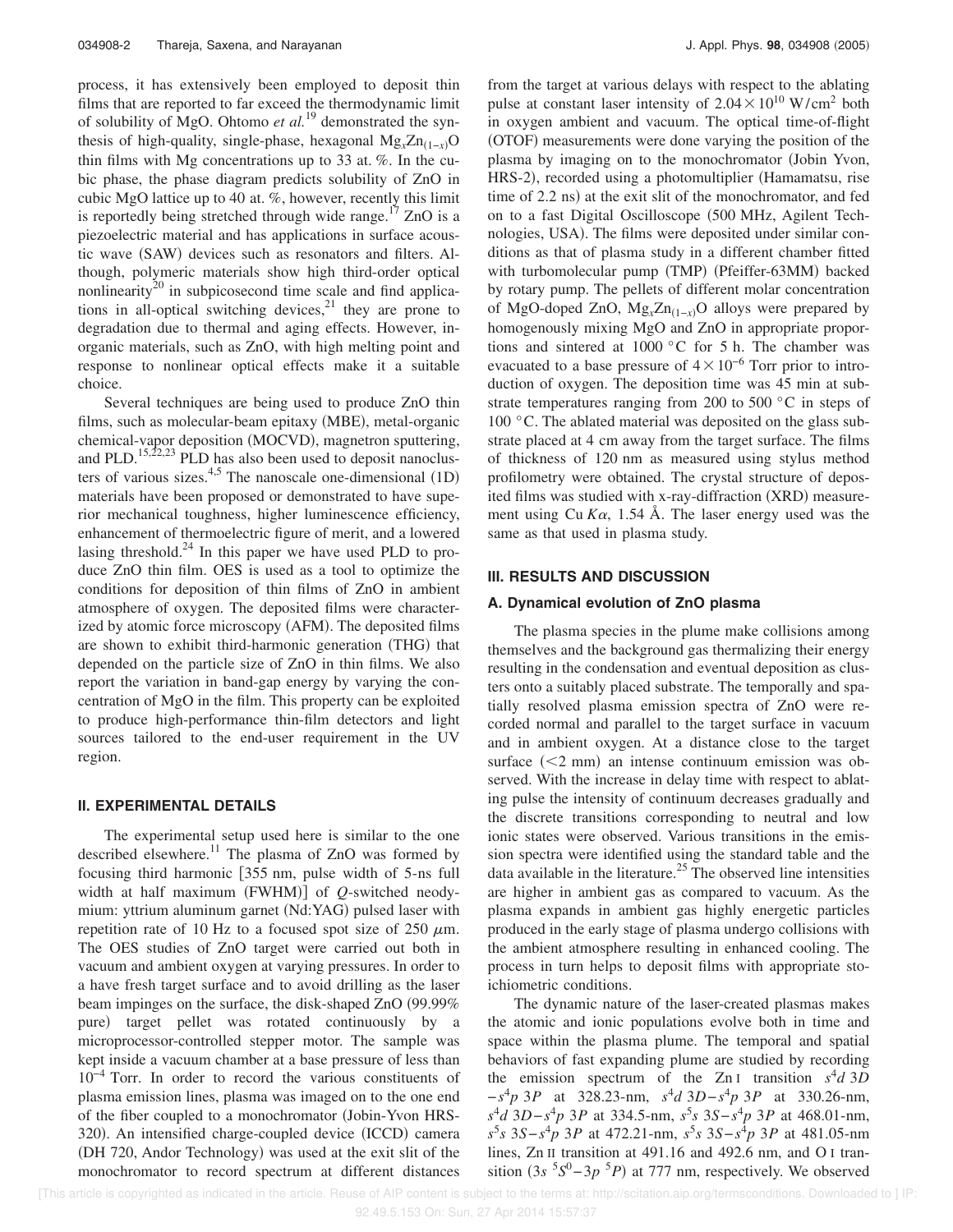process, it has extensively been employed to deposit thin films that are reported to far exceed the thermodynamic limit of solubility of MgO. Ohtomo *et al.*[19] demonstrated the synthesis of high-quality, single-phase, hexagonal $Mg_xZn_{(1-x)}O$ thin films with Mg concentrations up to 33 at. %. In the cubic phase, the phase diagram predicts solubility of ZnO in cubic MgO lattice up to 40 at. %, however, recently this limit is reportedly being stretched through wide range.[17] ZnO is a piezoelectric material and has applications in surface acoustic wave (SAW) devices such as resonators and filters. Although, polymeric materials show high third-order optical nonlinearity[20] in subpicosecond time scale and find applications in all-optical switching devices,[21] they are prone to degradation due to thermal and aging effects. However, inorganic materials, such as ZnO, with high melting point and response to nonlinear optical effects make it a suitable choice.

Several techniques are being used to produce ZnO thin films, such as molecular-beam epitaxy (MBE), metal-organic chemical-vapor deposition (MOCVD), magnetron sputtering, and PLD.[15,22,23] PLD has also been used to deposit nanoclusters of various sizes.[4,5] The nanoscale one-dimensional (1D) materials have been proposed or demonstrated to have superior mechanical toughness, higher luminescence efficiency, enhancement of thermoelectric figure of merit, and a lowered lasing threshold.[24] In this paper we have used PLD to produce ZnO thin film. OES is used as a tool to optimize the conditions for deposition of thin films of ZnO in ambient atmosphere of oxygen. The deposited films were characterized by atomic force microscopy (AFM). The deposited films are shown to exhibit third-harmonic generation (THG) that depended on the particle size of ZnO in thin films. We also report the variation in band-gap energy by varying the concentration of MgO in the film. This property can be exploited to produce high-performance thin-film detectors and light sources tailored to the end-user requirement in the UV region.

## II. EXPERIMENTAL DETAILS

The experimental setup used here is similar to the one described elsewhere.[11] The plasma of ZnO was formed by focusing third harmonic [355 nm, pulse width of 5-ns full width at half maximum (FWHM)] of *Q*-switched neodymium: yttrium aluminum garnet (Nd:YAG) pulsed laser with repetition rate of 10 Hz to a focused spot size of 250 $\mu$m. The OES studies of ZnO target were carried out both in vacuum and ambient oxygen at varying pressures. In order to a have fresh target surface and to avoid drilling as the laser beam impinges on the surface, the disk-shaped ZnO (99.99% pure) target pellet was rotated continuously by a microprocessor-controlled stepper motor. The sample was kept inside a vacuum chamber at a base pressure of less than $10^{-4}$ Torr. In order to record the various constituents of plasma emission lines, plasma was imaged on to the one end of the fiber coupled to a monochromator (Jobin-Yvon HRS-320). An intensified charge-coupled device (ICCD) camera (DH 720, Andor Technology) was used at the exit slit of the monochromator to record spectrum at different distances from the target at various delays with respect to the ablating pulse at constant laser intensity of $2.04\times10^{10}$ W/cm$^2$ both in oxygen ambient and vacuum. The optical time-of-flight (OTOF) measurements were done varying the position of the plasma by imaging on to the monochromator (Jobin Yvon, HRS-2), recorded using a photomultiplier (Hamamatsu, rise time of 2.2 ns) at the exit slit of the monochromator, and fed on to a fast Digital Oscilloscope (500 MHz, Agilent Technologies, USA). The films were deposited under similar conditions as that of plasma study in a different chamber fitted with turbomolecular pump (TMP) (Pfeiffer-63MM) backed by rotary pump. The pellets of different molar concentration of MgO-doped ZnO, $Mg_xZn_{(1-x)}O$ alloys were prepared by homogenously mixing MgO and ZnO in appropriate proportions and sintered at 1000 °C for 5 h. The chamber was evacuated to a base pressure of $4\times10^{-6}$ Torr prior to introduction of oxygen. The deposition time was 45 min at substrate temperatures ranging from 200 to 500 °C in steps of 100 °C. The ablated material was deposited on the glass substrate placed at 4 cm away from the target surface. The films of thickness of 120 nm as measured using stylus method profilometry were obtained. The crystal structure of deposited films was studied with x-ray-diffraction (XRD) measurement using Cu $K\alpha$, 1.54 Å. The laser energy used was the same as that used in plasma study.

## III. RESULTS AND DISCUSSION

### A. Dynamical evolution of ZnO plasma

The plasma species in the plume make collisions among themselves and the background gas thermalizing their energy resulting in the condensation and eventual deposition as clusters onto a suitably placed substrate. The temporally and spatially resolved plasma emission spectra of ZnO were recorded normal and parallel to the target surface in vacuum and in ambient oxygen. At a distance close to the target surface (<2 mm) an intense continuum emission was observed. With the increase in delay time with respect to ablating pulse the intensity of continuum decreases gradually and the discrete transitions corresponding to neutral and low ionic states were observed. Various transitions in the emission spectra were identified using the standard table and the data available in the literature.[25] The observed line intensities are higher in ambient gas as compared to vacuum. As the plasma expands in ambient gas highly energetic particles produced in the early stage of plasma undergo collisions with the ambient atmosphere resulting in enhanced cooling. The process in turn helps to deposit films with appropriate stoichiometric conditions.

The dynamic nature of the laser-created plasmas makes the atomic and ionic populations evolve both in time and space within the plasma plume. The temporal and spatial behaviors of fast expanding plume are studied by recording the emission spectrum of the Zn I transition $s^4d\ 3D - s^4p\ 3P$ at 328.23-nm, $s^4d\ 3D - s^4p\ 3P$ at 330.26-nm, $s^4d\ 3D - s^4p\ 3P$ at 334.5-nm, $s^5s\ 3S - s^4p\ 3P$ at 468.01-nm, $s^5s\ 3S - s^4p\ 3P$ at 472.21-nm, $s^5s\ 3S - s^4p\ 3P$ at 481.05-nm lines, Zn II transition at 491.16 and 492.6 nm, and O I transition $(3s\ {}^5S^0 - 3p\ {}^5P)$ at 777 nm, respectively. We observed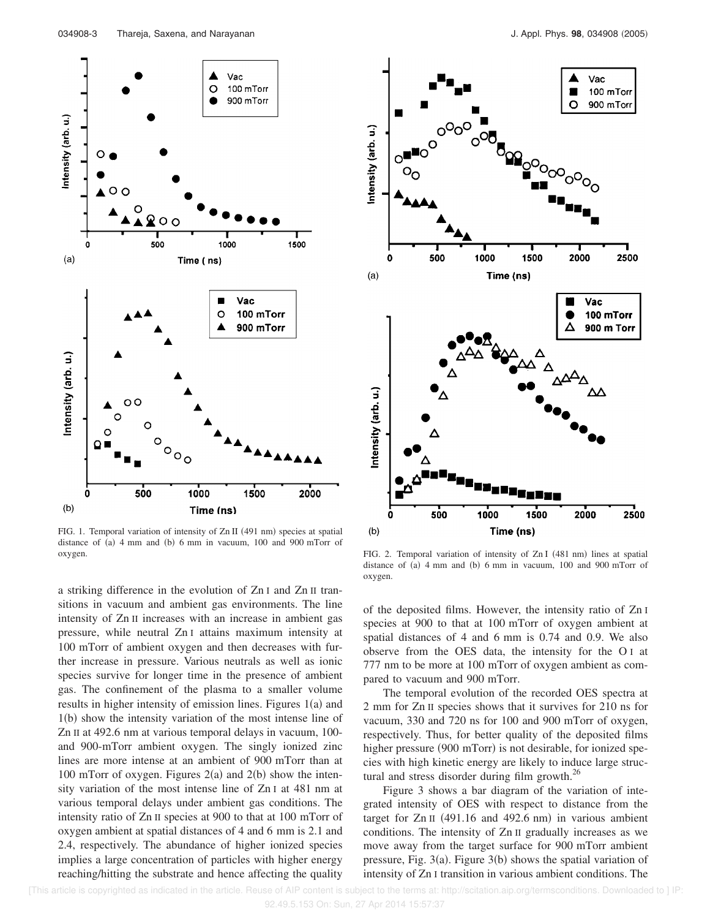FIG. 1. Temporal variation of intensity of Zn II (491 nm) species at spatial distance of (a) 4 mm and (b) 6 mm in vacuum, 100 and 900 mTorr of oxygen.

FIG. 2. Temporal variation of intensity of Zn I (481 nm) lines at spatial distance of (a) 4 mm and (b) 6 mm in vacuum, 100 and 900 mTorr of oxygen.

a striking difference in the evolution of Zn I and Zn II transitions in vacuum and ambient gas environments. The line intensity of Zn II increases with an increase in ambient gas pressure, while neutral Zn I attains maximum intensity at 100 mTorr of ambient oxygen and then decreases with further increase in pressure. Various neutrals as well as ionic species survive for longer time in the presence of ambient gas. The confinement of the plasma to a smaller volume results in higher intensity of emission lines. Figures 1(a) and 1(b) show the intensity variation of the most intense line of Zn II at 492.6 nm at various temporal delays in vacuum, 100- and 900-mTorr ambient oxygen. The singly ionized zinc lines are more intense at an ambient of 900 mTorr than at 100 mTorr of oxygen. Figures 2(a) and 2(b) show the intensity variation of the most intense line of Zn I at 481 nm at various temporal delays under ambient gas conditions. The intensity ratio of Zn II species at 900 to that at 100 mTorr of oxygen ambient at spatial distances of 4 and 6 mm is 2.1 and 2.4, respectively. The abundance of higher ionized species implies a large concentration of particles with higher energy reaching/hitting the substrate and hence affecting the quality of the deposited films. However, the intensity ratio of Zn I species at 900 to that at 100 mTorr of oxygen ambient at spatial distances of 4 and 6 mm is 0.74 and 0.9. We also observe from the OES data, the intensity for the O I at 777 nm to be more at 100 mTorr of oxygen ambient as compared to vacuum and 900 mTorr.

The temporal evolution of the recorded OES spectra at 2 mm for Zn II species shows that it survives for 210 ns for vacuum, 330 and 720 ns for 100 and 900 mTorr of oxygen, respectively. Thus, for better quality of the deposited films higher pressure (900 mTorr) is not desirable, for ionized species with high kinetic energy are likely to induce large structural and stress disorder during film growth.[26]

Figure 3 shows a bar diagram of the variation of integrated intensity of OES with respect to distance from the target for Zn II (491.16 and 492.6 nm) in various ambient conditions. The intensity of Zn II gradually increases as we move away from the target surface for 900 mTorr ambient pressure, Fig. 3(a). Figure 3(b) shows the spatial variation of intensity of Zn I transition in various ambient conditions. The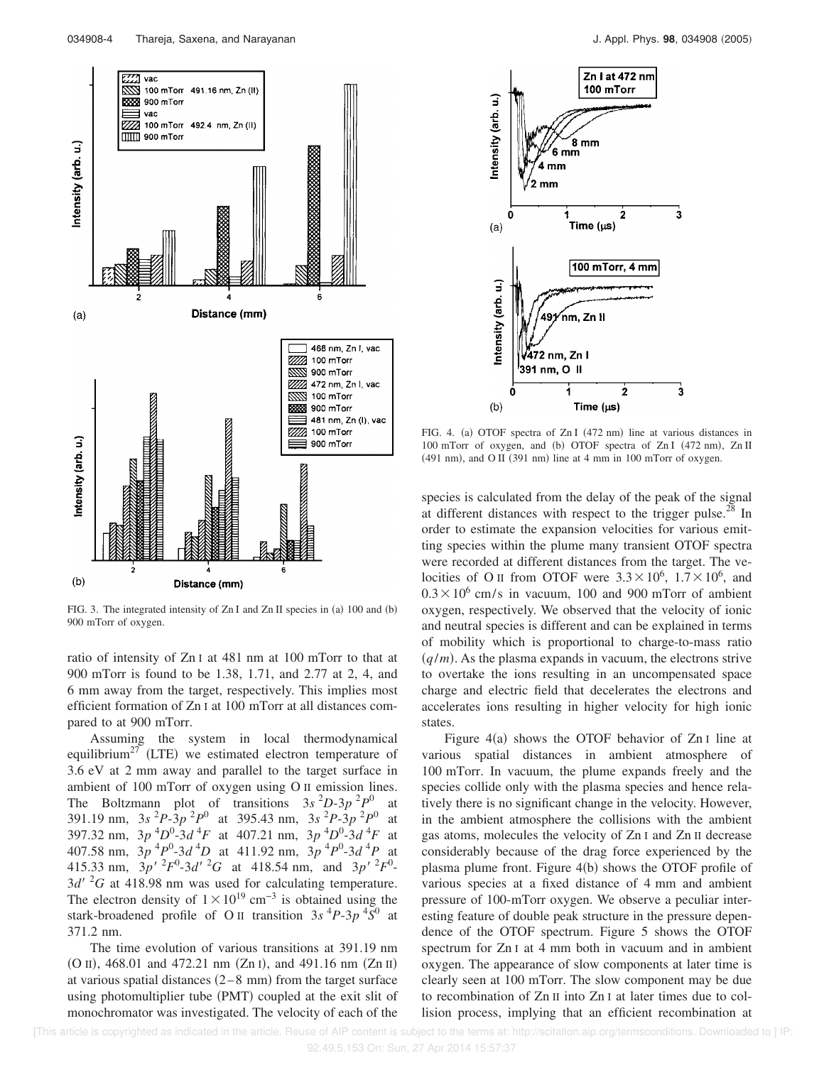FIG. 3. The integrated intensity of Zn I and Zn II species in (a) 100 and (b) 900 mTorr of oxygen.

FIG. 4. (a) OTOF spectra of Zn I (472 nm) line at various distances in 100 mTorr of oxygen, and (b) OTOF spectra of Zn I (472 nm), Zn II (491 nm), and O II (391 nm) line at 4 mm in 100 mTorr of oxygen.

ratio of intensity of Zn I at 481 nm at 100 mTorr to that at 900 mTorr is found to be 1.38, 1.71, and 2.77 at 2, 4, and 6 mm away from the target, respectively. This implies most efficient formation of Zn I at 100 mTorr at all distances compared to at 900 mTorr.

Assuming the system in local thermodynamical equilibrium[27] (LTE) we estimated electron temperature of 3.6 eV at 2 mm away and parallel to the target surface in ambient of 100 mTorr of oxygen using O II emission lines. The Boltzmann plot of transitions $3s\,^2D$-$3p\,^2P^0$ at 391.19 nm, $3s\,^2P$-$3p\,^2P^0$ at 395.43 nm, $3s\,^2P$-$3p\,^2P^0$ at 397.32 nm, $3p\,^4D^0$-$3d\,^4F$ at 407.21 nm, $3p\,^4D^0$-$3d\,^4F$ at 407.58 nm, $3p\,^4P^0$-$3d\,^4D$ at 411.92 nm, $3p\,^4P^0$-$3d\,^4P$ at 415.33 nm, $3p'\,^2F^0$-$3d'\,^2G$ at 418.54 nm, and $3p'\,^2F^0$-$3d'\,^2G$ at 418.98 nm was used for calculating temperature. The electron density of $1\times 10^{19}$ cm$^{-3}$ is obtained using the stark-broadened profile of O II transition $3s\,^4P$-$3p\,^4S^0$ at 371.2 nm.

The time evolution of various transitions at 391.19 nm (O II), 468.01 and 472.21 nm (Zn I), and 491.16 nm (Zn II) at various spatial distances (2–8 mm) from the target surface using photomultiplier tube (PMT) coupled at the exit slit of monochromator was investigated. The velocity of each of the species is calculated from the delay of the peak of the signal at different distances with respect to the trigger pulse.[28] In order to estimate the expansion velocities for various emitting species within the plume many transient OTOF spectra were recorded at different distances from the target. The velocities of O II from OTOF were $3.3\times 10^6$, $1.7\times 10^6$, and $0.3\times 10^6$ cm/s in vacuum, 100 and 900 mTorr of ambient oxygen, respectively. We observed that the velocity of ionic and neutral species is different and can be explained in terms of mobility which is proportional to charge-to-mass ratio ($q/m$). As the plasma expands in vacuum, the electrons strive to overtake the ions resulting in an uncompensated space charge and electric field that decelerates the electrons and accelerates ions resulting in higher velocity for high ionic states.

Figure 4(a) shows the OTOF behavior of Zn I line at various spatial distances in ambient atmosphere of 100 mTorr. In vacuum, the plume expands freely and the species collide only with the plasma species and hence relatively there is no significant change in the velocity. However, in the ambient atmosphere the collisions with the ambient gas atoms, molecules the velocity of Zn I and Zn II decrease considerably because of the drag force experienced by the plasma plume front. Figure 4(b) shows the OTOF profile of various species at a fixed distance of 4 mm and ambient pressure of 100-mTorr oxygen. We observe a peculiar interesting feature of double peak structure in the pressure dependence of the OTOF spectrum. Figure 5 shows the OTOF spectrum for Zn I at 4 mm both in vacuum and in ambient oxygen. The appearance of slow components at later time is clearly seen at 100 mTorr. The slow component may be due to recombination of Zn II into Zn I at later times due to collision process, implying that an efficient recombination at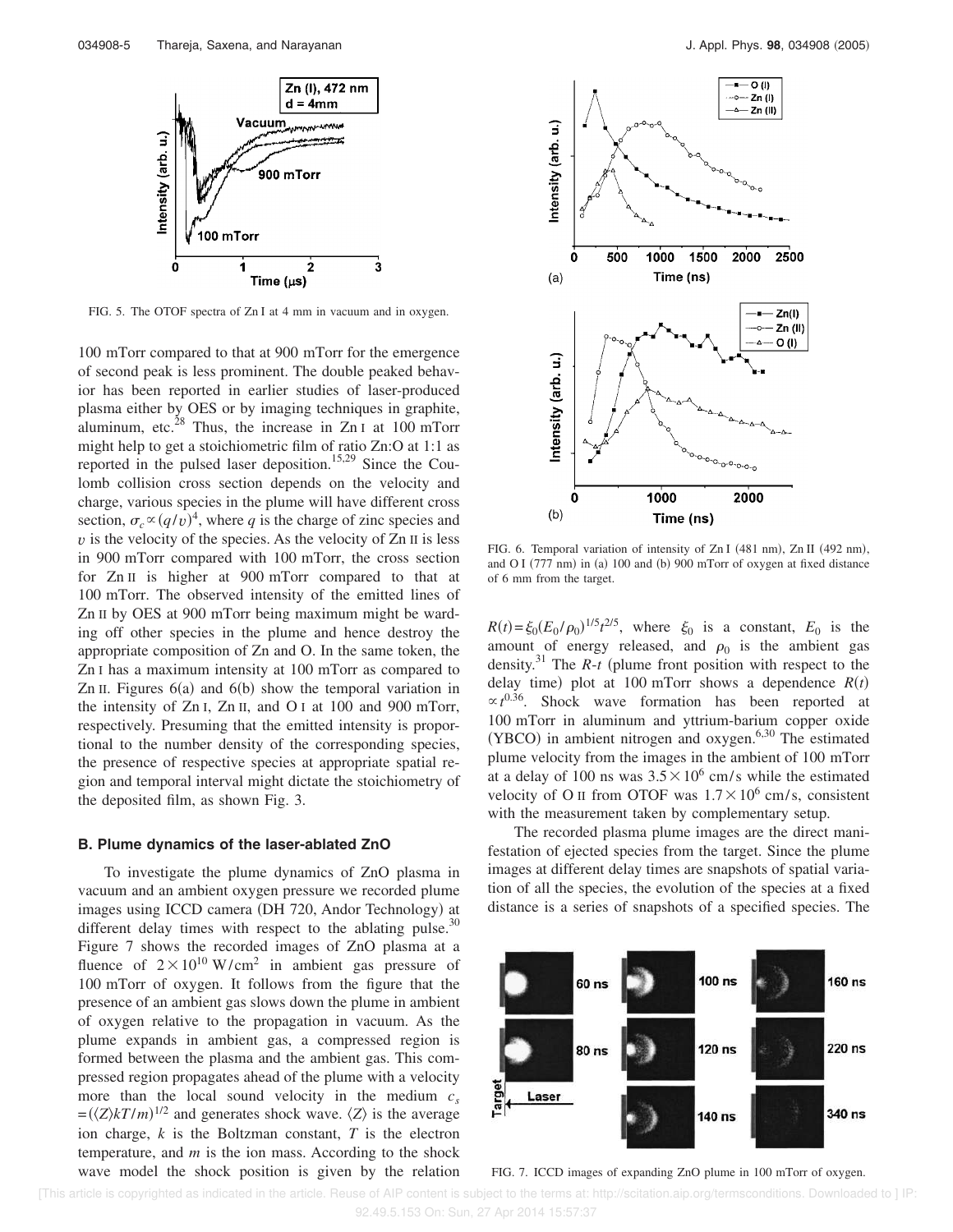FIG. 5. The OTOF spectra of Zn I at 4 mm in vacuum and in oxygen.

100 mTorr compared to that at 900 mTorr for the emergence of second peak is less prominent. The double peaked behavior has been reported in earlier studies of laser-produced plasma either by OES or by imaging techniques in graphite, aluminum, etc.[28] Thus, the increase in Zn I at 100 mTorr might help to get a stoichiometric film of ratio Zn:O at 1:1 as reported in the pulsed laser deposition.[15,29] Since the Coulomb collision cross section depends on the velocity and charge, various species in the plume will have different cross section, $\sigma_c \propto (q/v)^4$, where $q$ is the charge of zinc species and $v$ is the velocity of the species. As the velocity of Zn II is less in 900 mTorr compared with 100 mTorr, the cross section for Zn II is higher at 900 mTorr compared to that at 100 mTorr. The observed intensity of the emitted lines of Zn II by OES at 900 mTorr being maximum might be warding off other species in the plume and hence destroy the appropriate composition of Zn and O. In the same token, the Zn I has a maximum intensity at 100 mTorr as compared to Zn II. Figures 6(a) and 6(b) show the temporal variation in the intensity of Zn I, Zn II, and O I at 100 and 900 mTorr, respectively. Presuming that the emitted intensity is proportional to the number density of the corresponding species, the presence of respective species at appropriate spatial region and temporal interval might dictate the stoichiometry of the deposited film, as shown Fig. 3.

FIG. 6. Temporal variation of intensity of Zn I (481 nm), Zn II (492 nm), and O I (777 nm) in (a) 100 and (b) 900 mTorr of oxygen at fixed distance of 6 mm from the target.

### B. Plume dynamics of the laser-ablated ZnO

To investigate the plume dynamics of ZnO plasma in vacuum and an ambient oxygen pressure we recorded plume images using ICCD camera (DH 720, Andor Technology) at different delay times with respect to the ablating pulse.[30] Figure 7 shows the recorded images of ZnO plasma at a fluence of $2\times10^{10}$ W/cm$^2$ in ambient gas pressure of 100 mTorr of oxygen. It follows from the figure that the presence of an ambient gas slows down the plume in ambient of oxygen relative to the propagation in vacuum. As the plume expands in ambient gas, a compressed region is formed between the plasma and the ambient gas. This compressed region propagates ahead of the plume with a velocity more than the local sound velocity in the medium $c_s = (\langle Z\rangle kT/m)^{1/2}$ and generates shock wave. $\langle Z\rangle$ is the average ion charge, $k$ is the Boltzman constant, $T$ is the electron temperature, and $m$ is the ion mass. According to the shock wave model the shock position is given by the relation $R(t)=\xi_0(E_0/\rho_0)^{1/5}t^{2/5}$, where $\xi_0$ is a constant, $E_0$ is the amount of energy released, and $\rho_0$ is the ambient gas density.[31] The $R$-$t$ (plume front position with respect to the delay time) plot at 100 mTorr shows a dependence $R(t) \propto t^{0.36}$. Shock wave formation has been reported at 100 mTorr in aluminum and yttrium-barium copper oxide (YBCO) in ambient nitrogen and oxygen.[6,30] The estimated plume velocity from the images in the ambient of 100 mTorr at a delay of 100 ns was $3.5\times10^6$ cm/s while the estimated velocity of O II from OTOF was $1.7\times10^6$ cm/s, consistent with the measurement taken by complementary setup.

The recorded plasma plume images are the direct manifestation of ejected species from the target. Since the plume images at different delay times are snapshots of spatial variation of all the species, the evolution of the species at a fixed distance is a series of snapshots of a specified species. The

FIG. 7. ICCD images of expanding ZnO plume in 100 mTorr of oxygen.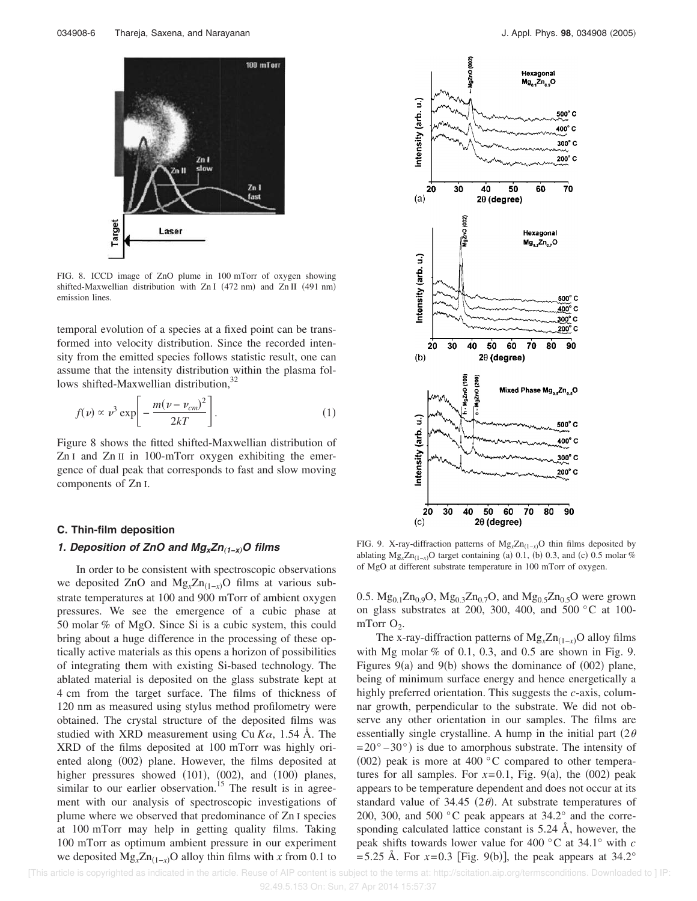FIG. 8. ICCD image of ZnO plume in 100 mTorr of oxygen showing shifted-Maxwellian distribution with Zn I (472 nm) and Zn II (491 nm) emission lines.

temporal evolution of a species at a fixed point can be transformed into velocity distribution. Since the recorded intensity from the emitted species follows statistic result, one can assume that the intensity distribution within the plasma follows shifted-Maxwellian distribution,[32]

$$f(\nu) \propto \nu^3 \exp\left[-\frac{m(\nu - \nu_{cm})^2}{2kT}\right]. \tag{1}$$

Figure 8 shows the fitted shifted-Maxwellian distribution of Zn I and Zn II in 100-mTorr oxygen exhibiting the emergence of dual peak that corresponds to fast and slow moving components of Zn I.

### C. Thin-film deposition

#### *1. Deposition of ZnO and $Mg_xZn_{(1-x)}O$ films*

In order to be consistent with spectroscopic observations we deposited ZnO and $Mg_xZn_{(1-x)}O$ films at various substrate temperatures at 100 and 900 mTorr of ambient oxygen pressures. We see the emergence of a cubic phase at 50 molar % of MgO. Since Si is a cubic system, this could bring about a huge difference in the processing of these optically active materials as this opens a horizon of possibilities of integrating them with existing Si-based technology. The ablated material is deposited on the glass substrate kept at 4 cm from the target surface. The films of thickness of 120 nm as measured using stylus method profilometry were obtained. The crystal structure of the deposited films was studied with XRD measurement using Cu $K\alpha$, 1.54 Å. The XRD of the films deposited at 100 mTorr was highly oriented along (002) plane. However, the films deposited at higher pressures showed (101), (002), and (100) planes, similar to our earlier observation.[15] The result is in agreement with our analysis of spectroscopic investigations of plume where we observed that predominance of Zn I species at 100 mTorr may help in getting quality films. Taking 100 mTorr as optimum ambient pressure in our experiment we deposited $Mg_xZn_{(1-x)}O$ alloy thin films with $x$ from 0.1 to 0.5. $Mg_{0.1}Zn_{0.9}O$, $Mg_{0.3}Zn_{0.7}O$, and $Mg_{0.5}Zn_{0.5}O$ were grown on glass substrates at 200, 300, 400, and 500 °C at 100-mTorr $O_2$.

FIG. 9. X-ray-diffraction patterns of $Mg_xZn_{(1-x)}O$ thin films deposited by ablating $Mg_xZn_{(1-x)}O$ target containing (a) 0.1, (b) 0.3, and (c) 0.5 molar % of MgO at different substrate temperature in 100 mTorr of oxygen.

The x-ray-diffraction patterns of $Mg_xZn_{(1-x)}O$ alloy films with Mg molar % of 0.1, 0.3, and 0.5 are shown in Fig. 9. Figures 9(a) and 9(b) shows the dominance of (002) plane, being of minimum surface energy and hence energetically a highly preferred orientation. This suggests the $c$-axis, columnar growth, perpendicular to the substrate. We did not observe any other orientation in our samples. The films are essentially single crystalline. A hump in the initial part ($2\theta = 20° - 30°$) is due to amorphous substrate. The intensity of (002) peak is more at 400 °C compared to other temperatures for all samples. For $x=0.1$, Fig. 9(a), the (002) peak appears to be temperature dependent and does not occur at its standard value of 34.45 ($2\theta$). At substrate temperatures of 200, 300, and 500 °C peak appears at 34.2° and the corresponding calculated lattice constant is 5.24 Å, however, the peak shifts towards lower value for 400 °C at 34.1° with $c = 5.25$ Å. For $x=0.3$ [Fig. 9(b)], the peak appears at 34.2°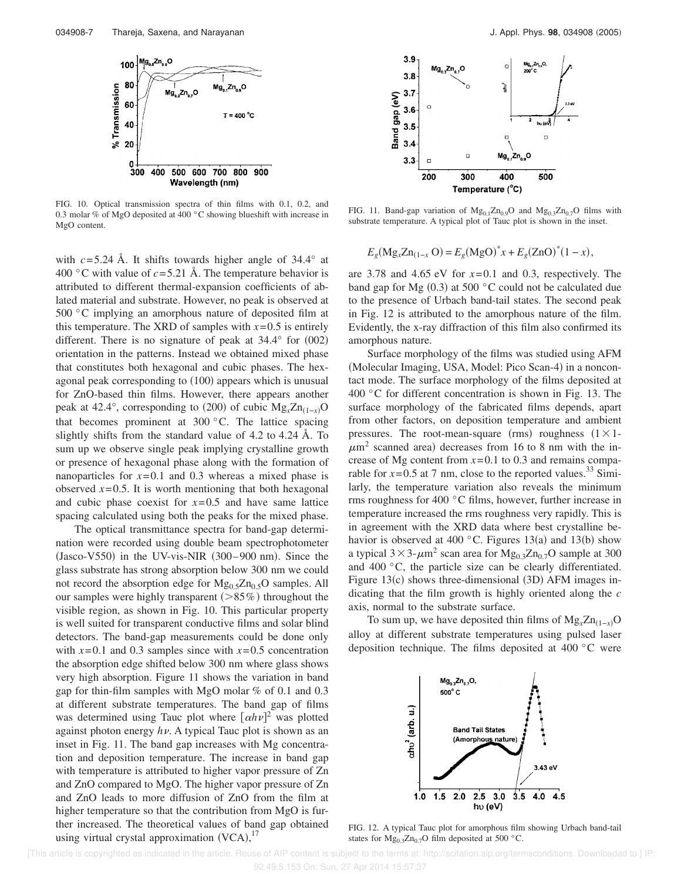FIG. 10. Optical transmission spectra of thin films with 0.1, 0.2, and 0.3 molar % of MgO deposited at 400 °C showing blueshift with increase in MgO content.

FIG. 11. Band-gap variation of $Mg_{0.1}Zn_{0.9}O$ and $Mg_{0.3}Zn_{0.7}O$ films with substrate temperature. A typical plot of Tauc plot is shown in the inset.

with $c=5.24$ Å. It shifts towards higher angle of 34.4° at 400 °C with value of $c=5.21$ Å. The temperature behavior is attributed to different thermal-expansion coefficients of ablated material and substrate. However, no peak is observed at 500 °C implying an amorphous nature of deposited film at this temperature. The XRD of samples with $x=0.5$ is entirely different. There is no signature of peak at 34.4° for (002) orientation in the patterns. Instead we obtained mixed phase that constitutes both hexagonal and cubic phases. The hexagonal peak corresponding to (100) appears which is unusual for ZnO-based thin films. However, there appears another peak at 42.4°, corresponding to (200) of cubic $Mg_xZn_{(1-x)}O$ that becomes prominent at 300 °C. The lattice spacing slightly shifts from the standard value of 4.2 to 4.24 Å. To sum up we observe single peak implying crystalline growth or presence of hexagonal phase along with the formation of nanoparticles for $x=0.1$ and 0.3 whereas a mixed phase is observed $x=0.5$. It is worth mentioning that both hexagonal and cubic phase coexist for $x=0.5$ and have same lattice spacing calculated using both the peaks for the mixed phase.

The optical transmittance spectra for band-gap determination were recorded using double beam spectrophotometer (Jasco-V550) in the UV-vis-NIR (300–900 nm). Since the glass substrate has strong absorption below 300 nm we could not record the absorption edge for $Mg_{0.5}Zn_{0.5}O$ samples. All our samples were highly transparent (>85%) throughout the visible region, as shown in Fig. 10. This particular property is well suited for transparent conductive films and solar blind detectors. The band-gap measurements could be done only with $x=0.1$ and 0.3 samples since with $x=0.5$ concentration the absorption edge shifted below 300 nm where glass shows very high absorption. Figure 11 shows the variation in band gap for thin-film samples with MgO molar % of 0.1 and 0.3 at different substrate temperatures. The band gap of films was determined using Tauc plot where $[\alpha h\nu]^2$ was plotted against photon energy $h\nu$. A typical Tauc plot is shown as an inset in Fig. 11. The band gap increases with Mg concentration and deposition temperature. The increase in band gap with temperature is attributed to higher vapor pressure of Zn and ZnO compared to MgO. The higher vapor pressure of Zn and ZnO leads to more diffusion of ZnO from the film at higher temperature so that the contribution from MgO is further increased. The theoretical values of band gap obtained using virtual crystal approximation (VCA),[17]

$$E_g(Mg_xZn_{(1-x)}O) = E_g(MgO)^* x + E_g(ZnO)^*(1-x),$$

are 3.78 and 4.65 eV for $x=0.1$ and 0.3, respectively. The band gap for Mg (0.3) at 500 °C could not be calculated due to the presence of Urbach band-tail states. The second peak in Fig. 12 is attributed to the amorphous nature of the film. Evidently, the x-ray diffraction of this film also confirmed its amorphous nature.

Surface morphology of the films was studied using AFM (Molecular Imaging, USA, Model: Pico Scan-4) in a noncontact mode. The surface morphology of the films deposited at 400 °C for different concentration is shown in Fig. 13. The surface morphology of the fabricated films depends, apart from other factors, on deposition temperature and ambient pressures. The root-mean-square (rms) roughness ($1\times1$-$\mu m^2$ scanned area) decreases from 16 to 8 nm with the increase of Mg content from $x=0.1$ to 0.3 and remains comparable for $x=0.5$ at 7 nm, close to the reported values.[33] Similarly, the temperature variation also reveals the minimum rms roughness for 400 °C films, however, further increase in temperature increased the rms roughness very rapidly. This is in agreement with the XRD data where best crystalline behavior is observed at 400 °C. Figures 13(a) and 13(b) show a typical $3\times3$-$\mu m^2$ scan area for $Mg_{0.3}Zn_{0.7}O$ sample at 300 and 400 °C, the particle size can be clearly differentiated. Figure 13(c) shows three-dimensional (3D) AFM images indicating that the film growth is highly oriented along the $c$ axis, normal to the substrate surface.

To sum up, we have deposited thin films of $Mg_xZn_{(1-x)}O$ alloy at different substrate temperatures using pulsed laser deposition technique. The films deposited at 400 °C were

FIG. 12. A typical Tauc plot for amorphous film showing Urbach band-tail states for $Mg_{0.3}Zn_{0.7}O$ film deposited at 500 °C.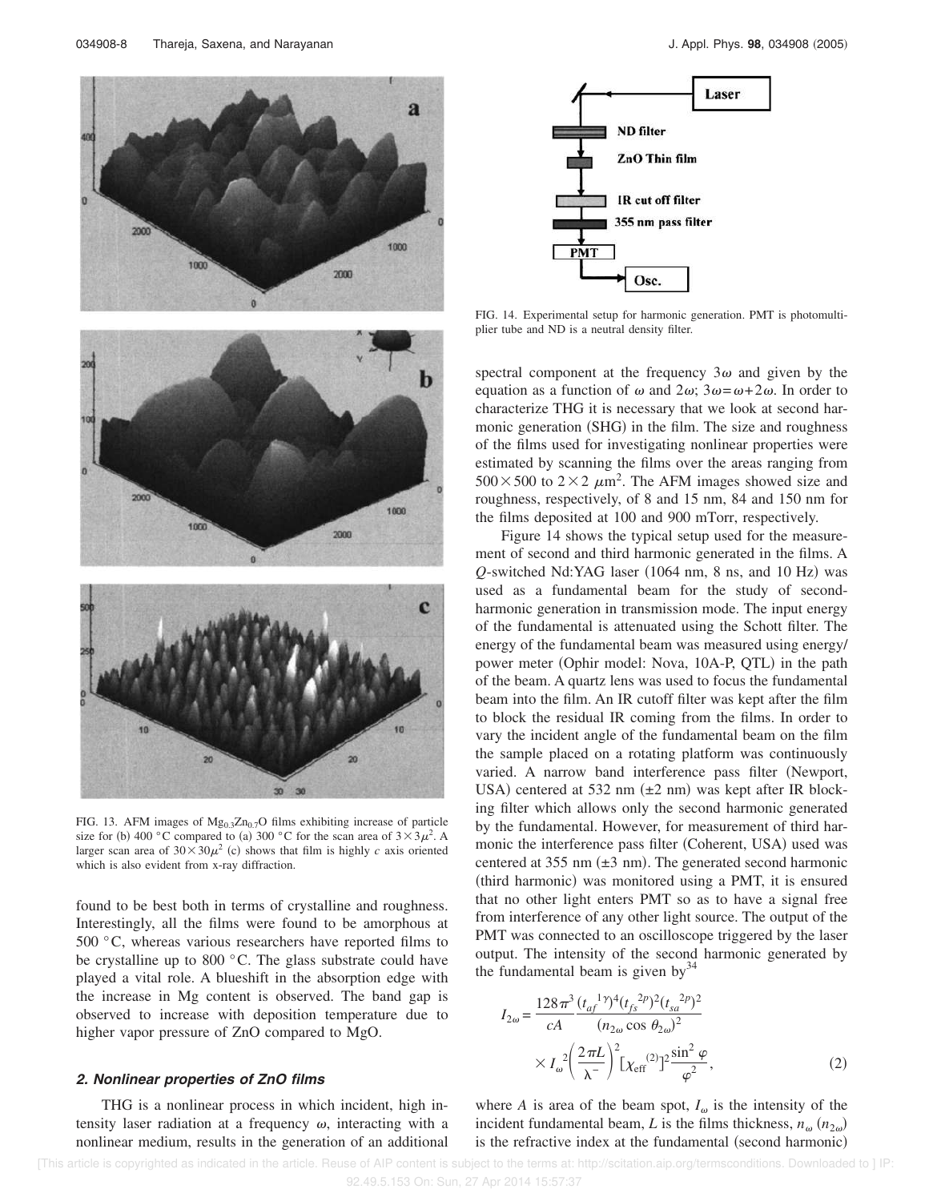FIG. 13. AFM images of $Mg_{0.3}Zn_{0.7}O$ films exhibiting increase of particle size for (b) 400 °C compared to (a) 300 °C for the scan area of $3\times 3\mu^2$. A larger scan area of $30\times 30\mu^2$ (c) shows that film is highly *c* axis oriented which is also evident from x-ray diffraction.

found to be best both in terms of crystalline and roughness. Interestingly, all the films were found to be amorphous at 500 °C, whereas various researchers have reported films to be crystalline up to 800 °C. The glass substrate could have played a vital role. A blueshift in the absorption edge with the increase in Mg content is observed. The band gap is observed to increase with deposition temperature due to higher vapor pressure of ZnO compared to MgO.

### *2. Nonlinear properties of ZnO films*

THG is a nonlinear process in which incident, high intensity laser radiation at a frequency $\omega$, interacting with a nonlinear medium, results in the generation of an additional spectral component at the frequency $3\omega$ and given by the equation as a function of $\omega$ and $2\omega$; $3\omega=\omega+2\omega$. In order to characterize THG it is necessary that we look at second harmonic generation (SHG) in the film. The size and roughness of the films used for investigating nonlinear properties were estimated by scanning the films over the areas ranging from $500\times 500$ to $2\times 2$ $\mu m^2$. The AFM images showed size and roughness, respectively, of 8 and 15 nm, 84 and 150 nm for the films deposited at 100 and 900 mTorr, respectively.

FIG. 14. Experimental setup for harmonic generation. PMT is photomultiplier tube and ND is a neutral density filter.

Figure 14 shows the typical setup used for the measurement of second and third harmonic generated in the films. A *Q*-switched Nd:YAG laser (1064 nm, 8 ns, and 10 Hz) was used as a fundamental beam for the study of second-harmonic generation in transmission mode. The input energy of the fundamental is attenuated using the Schott filter. The energy of the fundamental beam was measured using energy/power meter (Ophir model: Nova, 10A-P, QTL) in the path of the beam. A quartz lens was used to focus the fundamental beam into the film. An IR cutoff filter was kept after the film to block the residual IR coming from the films. In order to vary the incident angle of the fundamental beam on the film the sample placed on a rotating platform was continuously varied. A narrow band interference pass filter (Newport, USA) centered at 532 nm (±2 nm) was kept after IR blocking filter which allows only the second harmonic generated by the fundamental. However, for measurement of third harmonic the interference pass filter (Coherent, USA) used was centered at 355 nm (±3 nm). The generated second harmonic (third harmonic) was monitored using a PMT, it is ensured that no other light enters PMT so as to have a signal free from interference of any other light source. The output of the PMT was connected to an oscilloscope triggered by the laser output. The intensity of the second harmonic generated by the fundamental beam is given by[34]

$$I_{2\omega}=\frac{128\pi^3}{cA}\frac{(t_{af}{}^{1\gamma})^4(t_{fs}{}^{2p})^2(t_{sa}{}^{2p})^2}{(n_{2\omega}\cos\theta_{2\omega})^2}\times I_{\omega}{}^2\left(\frac{2\pi L}{\lambda^-}\right)^2[\chi_{\mathrm{eff}}{}^{(2)}]^2\frac{\sin^2\varphi}{\varphi^2}, \qquad (2)$$

where $A$ is area of the beam spot, $I_\omega$ is the intensity of the incident fundamental beam, $L$ is the films thickness, $n_\omega$ ($n_{2\omega}$) is the refractive index at the fundamental (second harmonic)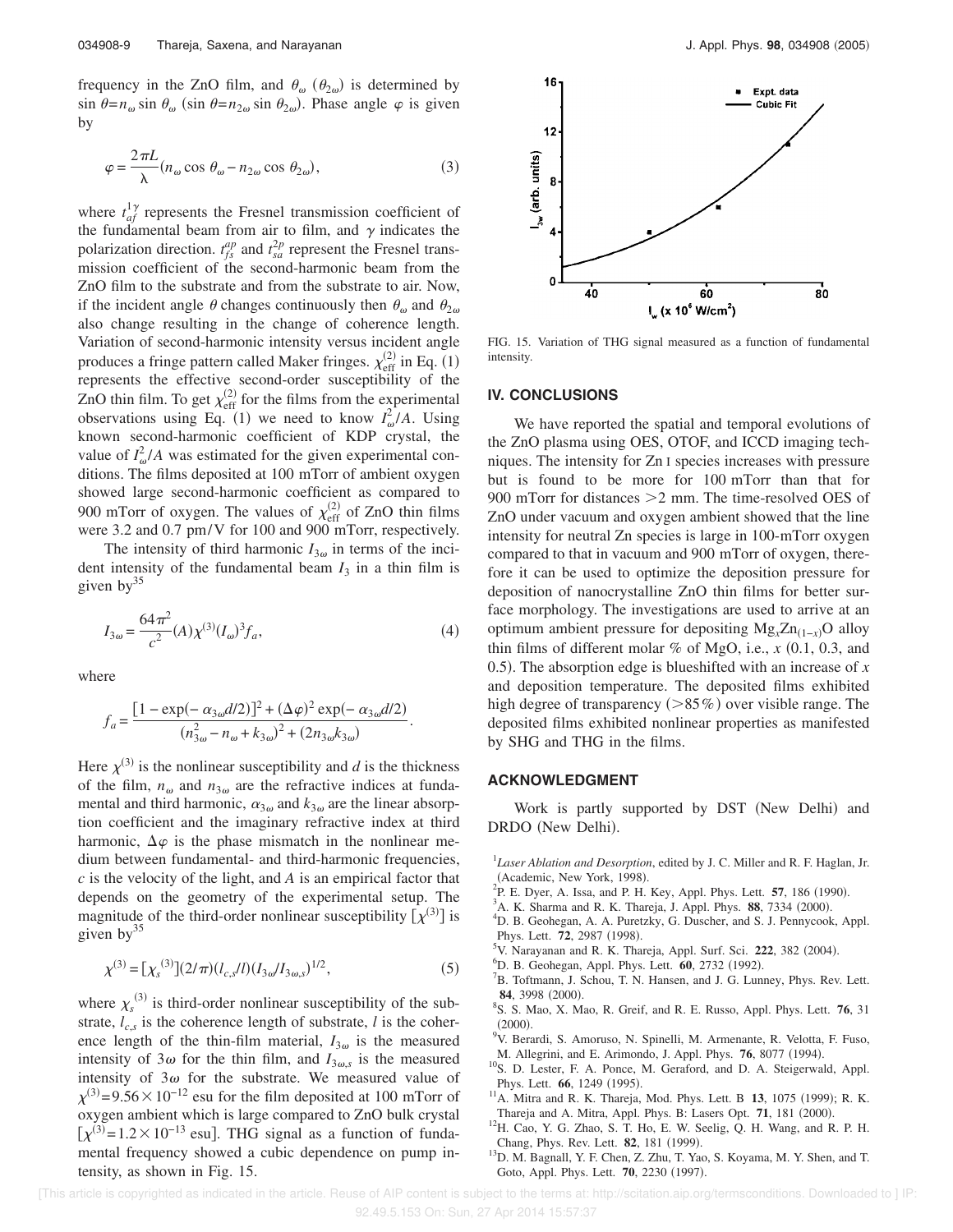frequency in the ZnO film, and $\theta_\omega$ ($\theta_{2\omega}$) is determined by $\sin\theta = n_\omega \sin\theta_\omega$ ($\sin\theta = n_{2\omega}\sin\theta_{2\omega}$). Phase angle $\varphi$ is given by

$$\varphi = \frac{2\pi L}{\lambda}(n_\omega \cos\theta_\omega - n_{2\omega}\cos\theta_{2\omega}), \tag{3}$$

where $t_{af}^{1\gamma}$ represents the Fresnel transmission coefficient of the fundamental beam from air to film, and $\gamma$ indicates the polarization direction. $t_{fs}^{ap}$ and $t_{sa}^{2p}$ represent the Fresnel transmission coefficient of the second-harmonic beam from the ZnO film to the substrate and from the substrate to air. Now, if the incident angle $\theta$ changes continuously then $\theta_\omega$ and $\theta_{2\omega}$ also change resulting in the change of coherence length. Variation of second-harmonic intensity versus incident angle produces a fringe pattern called Maker fringes. $\chi_{\rm eff}^{(2)}$ in Eq. (1) represents the effective second-order susceptibility of the ZnO thin film. To get $\chi_{\rm eff}^{(2)}$ for the films from the experimental observations using Eq. (1) we need to know $I_\omega^2/A$. Using known second-harmonic coefficient of KDP crystal, the value of $I_\omega^2/A$ was estimated for the given experimental conditions. The films deposited at 100 mTorr of ambient oxygen showed large second-harmonic coefficient as compared to 900 mTorr of oxygen. The values of $\chi_{\rm eff}^{(2)}$ of ZnO thin films were 3.2 and 0.7 pm/V for 100 and 900 mTorr, respectively.

The intensity of third harmonic $I_{3\omega}$ in terms of the incident intensity of the fundamental beam $I_3$ in a thin film is given by[35]

$$I_{3\omega} = \frac{64\pi^2}{c^2}(A)\chi^{(3)}(I_\omega)^3 f_a, \tag{4}$$

where

$$f_a = \frac{[1-\exp(-\alpha_{3\omega}d/2)]^2 + (\Delta\varphi)^2\exp(-\alpha_{3\omega}d/2)}{(n_{3\omega}^2 - n_\omega + k_{3\omega})^2 + (2n_{3\omega}k_{3\omega})}.$$

Here $\chi^{(3)}$ is the nonlinear susceptibility and $d$ is the thickness of the film, $n_\omega$ and $n_{3\omega}$ are the refractive indices at fundamental and third harmonic, $\alpha_{3\omega}$ and $k_{3\omega}$ are the linear absorption coefficient and the imaginary refractive index at third harmonic, $\Delta\varphi$ is the phase mismatch in the nonlinear medium between fundamental- and third-harmonic frequencies, $c$ is the velocity of the light, and $A$ is an empirical factor that depends on the geometry of the experimental setup. The magnitude of the third-order nonlinear susceptibility $[\chi^{(3)}]$ is given by[35]

$$\chi^{(3)} = [\chi_s{}^{(3)}](2/\pi)(l_{c,s}/l)(I_{3\omega}/I_{3\omega,s})^{1/2}, \tag{5}$$

where $\chi_s{}^{(3)}$ is third-order nonlinear susceptibility of the substrate, $l_{c,s}$ is the coherence length of substrate, $l$ is the coherence length of the thin-film material, $I_{3\omega}$ is the measured intensity of $3\omega$ for the thin film, and $I_{3\omega,s}$ is the measured intensity of $3\omega$ for the substrate. We measured value of $\chi^{(3)} = 9.56\times10^{-12}$ esu for the film deposited at 100 mTorr of oxygen ambient which is large compared to ZnO bulk crystal $[\chi^{(3)} = 1.2\times10^{-13}$ esu$]$. THG signal as a function of fundamental frequency showed a cubic dependence on pump intensity, as shown in Fig. 15.

FIG. 15. Variation of THG signal measured as a function of fundamental intensity.

## IV. CONCLUSIONS

We have reported the spatial and temporal evolutions of the ZnO plasma using OES, OTOF, and ICCD imaging techniques. The intensity for Zn I species increases with pressure but is found to be more for 100 mTorr than that for 900 mTorr for distances >2 mm. The time-resolved OES of ZnO under vacuum and oxygen ambient showed that the line intensity for neutral Zn species is large in 100-mTorr oxygen compared to that in vacuum and 900 mTorr of oxygen, therefore it can be used to optimize the deposition pressure for deposition of nanocrystalline ZnO thin films for better surface morphology. The investigations are used to arrive at an optimum ambient pressure for depositing $Mg_xZn_{(1-x)}O$ alloy thin films of different molar % of MgO, i.e., $x$ (0.1, 0.3, and 0.5). The absorption edge is blueshifted with an increase of $x$ and deposition temperature. The deposited films exhibited high degree of transparency (>85%) over visible range. The deposited films exhibited nonlinear properties as manifested by SHG and THG in the films.

## ACKNOWLEDGMENT

Work is partly supported by DST (New Delhi) and DRDO (New Delhi).

[1] *Laser Ablation and Desorption*, edited by J. C. Miller and R. F. Haglan, Jr. (Academic, New York, 1998).
[2] P. E. Dyer, A. Issa, and P. H. Key, Appl. Phys. Lett. **57**, 186 (1990).
[3] A. K. Sharma and R. K. Thareja, J. Appl. Phys. **88**, 7334 (2000).
[4] D. B. Geohegan, A. A. Puretzky, G. Duscher, and S. J. Pennycook, Appl. Phys. Lett. **72**, 2987 (1998).
[5] V. Narayanan and R. K. Thareja, Appl. Surf. Sci. **222**, 382 (2004).
[6] D. B. Geohegan, Appl. Phys. Lett. **60**, 2732 (1992).
[7] B. Toftmann, J. Schou, T. N. Hansen, and J. G. Lunney, Phys. Rev. Lett. **84**, 3998 (2000).
[8] S. S. Mao, X. Mao, R. Greif, and R. E. Russo, Appl. Phys. Lett. **76**, 31 (2000).
[9] V. Berardi, S. Amoruso, N. Spinelli, M. Armenante, R. Velotta, F. Fuso, M. Allegrini, and E. Arimondo, J. Appl. Phys. **76**, 8077 (1994).
[10] S. D. Lester, F. A. Ponce, M. Geraford, and D. A. Steigerwald, Appl. Phys. Lett. **66**, 1249 (1995).
[11] A. Mitra and R. K. Thareja, Mod. Phys. Lett. B **13**, 1075 (1999); R. K. Thareja and A. Mitra, Appl. Phys. B: Lasers Opt. **71**, 181 (2000).
[12] H. Cao, Y. G. Zhao, S. T. Ho, E. W. Seelig, Q. H. Wang, and R. P. H. Chang, Phys. Rev. Lett. **82**, 181 (1999).
[13] D. M. Bagnall, Y. F. Chen, Z. Zhu, T. Yao, S. Koyama, M. Y. Shen, and T. Goto, Appl. Phys. Lett. **70**, 2230 (1997).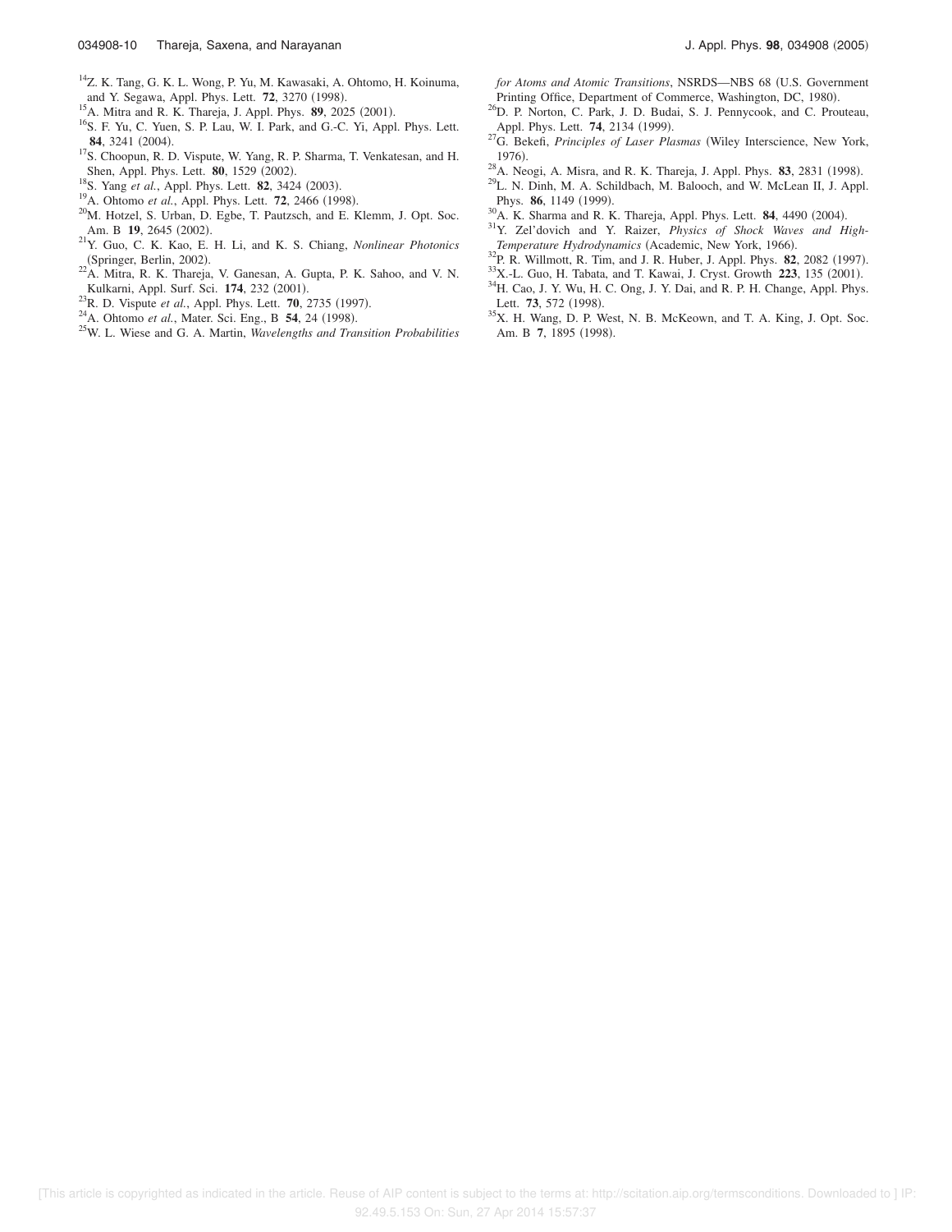[14] Z. K. Tang, G. K. L. Wong, P. Yu, M. Kawasaki, A. Ohtomo, H. Koinuma, and Y. Segawa, Appl. Phys. Lett. **72**, 3270 (1998).

[15] A. Mitra and R. K. Thareja, J. Appl. Phys. **89**, 2025 (2001).

[16] S. F. Yu, C. Yuen, S. P. Lau, W. I. Park, and G.-C. Yi, Appl. Phys. Lett. **84**, 3241 (2004).

[17] S. Choopun, R. D. Vispute, W. Yang, R. P. Sharma, T. Venkatesan, and H. Shen, Appl. Phys. Lett. **80**, 1529 (2002).

[18] S. Yang *et al.*, Appl. Phys. Lett. **82**, 3424 (2003).

[19] A. Ohtomo *et al.*, Appl. Phys. Lett. **72**, 2466 (1998).

[20] M. Hotzel, S. Urban, D. Egbe, T. Pautzsch, and E. Klemm, J. Opt. Soc. Am. B **19**, 2645 (2002).

[21] Y. Guo, C. K. Kao, E. H. Li, and K. S. Chiang, *Nonlinear Photonics* (Springer, Berlin, 2002).

[22] A. Mitra, R. K. Thareja, V. Ganesan, A. Gupta, P. K. Sahoo, and V. N. Kulkarni, Appl. Surf. Sci. **174**, 232 (2001).

[23] R. D. Vispute *et al.*, Appl. Phys. Lett. **70**, 2735 (1997).

[24] A. Ohtomo *et al.*, Mater. Sci. Eng., B **54**, 24 (1998).

[25] W. L. Wiese and G. A. Martin, *Wavelengths and Transition Probabilities for Atoms and Atomic Transitions*, NSRDS—NBS 68 (U.S. Government Printing Office, Department of Commerce, Washington, DC, 1980).

[26] D. P. Norton, C. Park, J. D. Budai, S. J. Pennycook, and C. Prouteau, Appl. Phys. Lett. **74**, 2134 (1999).

[27] G. Bekefi, *Principles of Laser Plasmas* (Wiley Interscience, New York, 1976).

[28] A. Neogi, A. Misra, and R. K. Thareja, J. Appl. Phys. **83**, 2831 (1998).

[29] L. N. Dinh, M. A. Schildbach, M. Balooch, and W. McLean II, J. Appl. Phys. **86**, 1149 (1999).

[30] A. K. Sharma and R. K. Thareja, Appl. Phys. Lett. **84**, 4490 (2004).

[31] Y. Zel'dovich and Y. Raizer, *Physics of Shock Waves and High-Temperature Hydrodynamics* (Academic, New York, 1966).

[32] P. R. Willmott, R. Tim, and J. R. Huber, J. Appl. Phys. **82**, 2082 (1997).

[33] X.-L. Guo, H. Tabata, and T. Kawai, J. Cryst. Growth **223**, 135 (2001).

[34] H. Cao, J. Y. Wu, H. C. Ong, J. Y. Dai, and R. P. H. Change, Appl. Phys. Lett. **73**, 572 (1998).

[35] X. H. Wang, D. P. West, N. B. McKeown, and T. A. King, J. Opt. Soc. Am. B **7**, 1895 (1998).